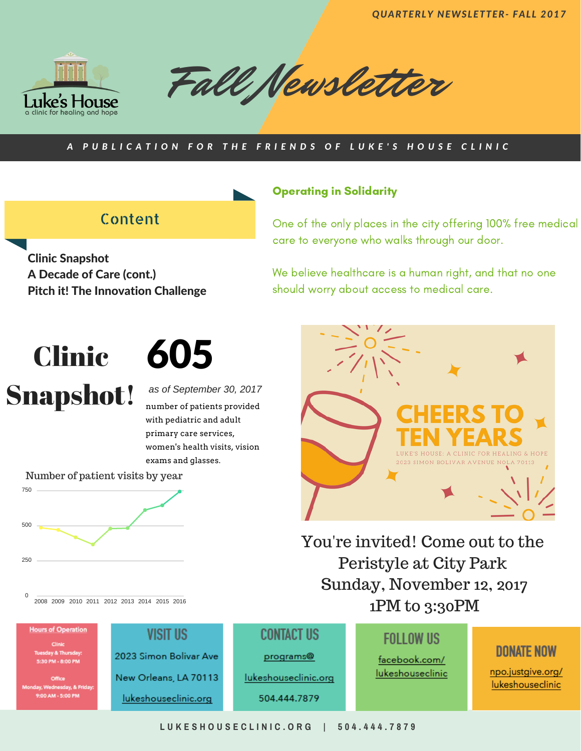QUARTERLY NEWSLETTER- FALL 2017

Luke's House
a clinic for healing and hope

# Fall Newsletter

A PUBLICATION FOR THE FRIENDS OF LUKE'S HOUSE CLINIC

## Content

**Clinic Snapshot**
**A Decade of Care (cont.)**
**Pitch it! The Innovation Challenge**

## Operating in Solidarity

One of the only places in the city offering 100% free medical care to everyone who walks through our door.

We believe healthcare is a human right, and that no one should worry about access to medical care.

## Clinic Snapshot!

**605**

*as of September 30, 2017*

number of patients provided with pediatric and adult primary care services, women's health visits, vision exams and glasses.

Number of patient visits by year

| Year | 2008 | 2009 | 2010 | 2011 | 2012 | 2013 | 2014 | 2015 | 2016 |
|---|---|---|---|---|---|---|---|---|---|

CHEERS TO TEN YEARS

LUKE'S HOUSE: A CLINIC FOR HEALING & HOPE
2023 SIMON BOLIVAR AVENUE NOLA 70113

You're invited! Come out to the Peristyle at City Park
Sunday, November 12, 2017
1PM to 3:30PM

**Hours of Operation**

Clinic
Tuesday & Thursday:
5:30 PM - 8:00 PM

Office
Monday, Wednesday, & Friday:
9:00 AM - 5:00 PM

**VISIT US**

2023 Simon Bolivar Ave
New Orleans, LA 70113
lukeshouseclinic.org

**CONTACT US**

programs@lukeshouseclinic.org
504.444.7879

**FOLLOW US**

facebook.com/lukeshouseclinic

**DONATE NOW**

npo.justgive.org/lukeshouseclinic

LUKESHOUSECLINIC.ORG | 504.444.7879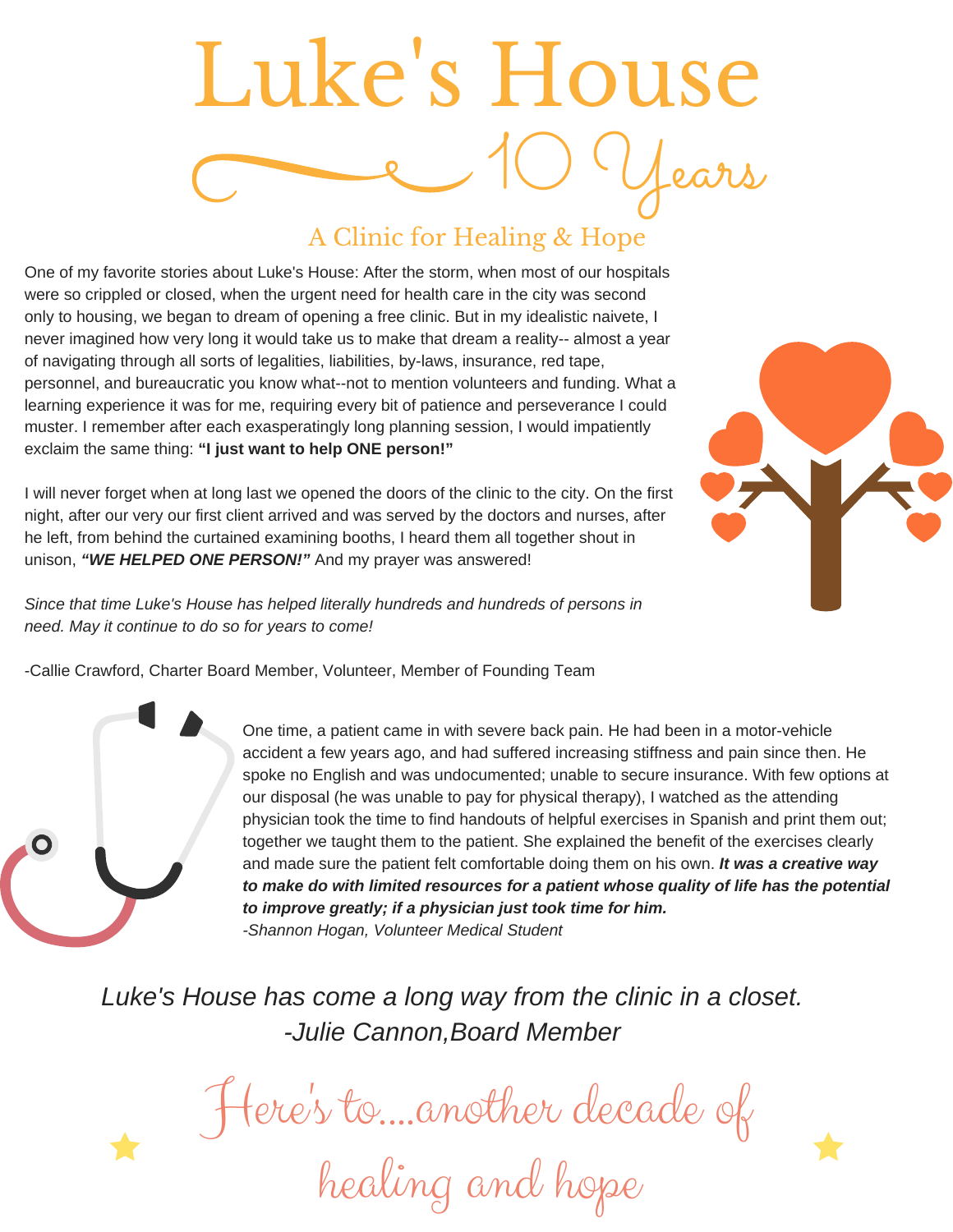# Luke's House

## 10 Years

### A Clinic for Healing & Hope

One of my favorite stories about Luke's House: After the storm, when most of our hospitals were so crippled or closed, when the urgent need for health care in the city was second only to housing, we began to dream of opening a free clinic. But in my idealistic naivete, I never imagined how very long it would take us to make that dream a reality-- almost a year of navigating through all sorts of legalities, liabilities, by-laws, insurance, red tape, personnel, and bureaucratic you know what--not to mention volunteers and funding. What a learning experience it was for me, requiring every bit of patience and perseverance I could muster. I remember after each exasperatingly long planning session, I would impatiently exclaim the same thing: **"I just want to help ONE person!"**

I will never forget when at long last we opened the doors of the clinic to the city. On the first night, after our very our first client arrived and was served by the doctors and nurses, after he left, from behind the curtained examining booths, I heard them all together shout in unison, ***"WE HELPED ONE PERSON!"*** And my prayer was answered!

*Since that time Luke's House has helped literally hundreds and hundreds of persons in need. May it continue to do so for years to come!*

-Callie Crawford, Charter Board Member, Volunteer, Member of Founding Team

One time, a patient came in with severe back pain. He had been in a motor-vehicle accident a few years ago, and had suffered increasing stiffness and pain since then. He spoke no English and was undocumented; unable to secure insurance. With few options at our disposal (he was unable to pay for physical therapy), I watched as the attending physician took the time to find handouts of helpful exercises in Spanish and print them out; together we taught them to the patient. She explained the benefit of the exercises clearly and made sure the patient felt comfortable doing them on his own. ***It was a creative way to make do with limited resources for a patient whose quality of life has the potential to improve greatly; if a physician just took time for him.***
*-Shannon Hogan, Volunteer Medical Student*

*Luke's House has come a long way from the clinic in a closet.*
*-Julie Cannon,Board Member*

Here's to....another decade of healing and hope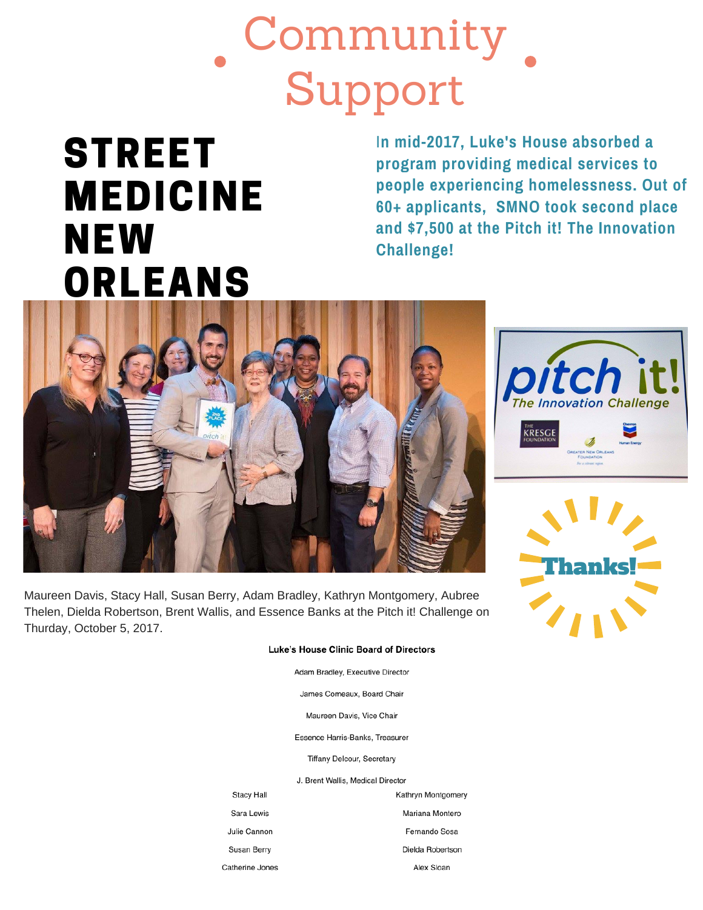# Community Support

## STREET MEDICINE NEW ORLEANS

**In mid-2017, Luke's House absorbed a program providing medical services to people experiencing homelessness. Out of 60+ applicants, SMNO took second place and $7,500 at the Pitch it! The Innovation Challenge!**

Maureen Davis, Stacy Hall, Susan Berry, Adam Bradley, Kathryn Montgomery, Aubree Thelen, Dielda Robertson, Brent Wallis, and Essence Banks at the Pitch it! Challenge on Thurday, October 5, 2017.

pitch it!
The Innovation Challenge
THE KRESGE FOUNDATION
GREATER NEW ORLEANS FOUNDATION
Chevron Human Energy

Thanks!

**Luke's House Clinic Board of Directors**

Adam Bradley, Executive Director

James Comeaux, Board Chair

Maureen Davis, Vice Chair

Essence Harris-Banks, Treasurer

Tiffany Delcour, Secretary

J. Brent Wallis, Medical Director

| | |
|---|---|
| Stacy Hall | Kathryn Montgomery |
| Sara Lewis | Mariana Montero |
| Julie Cannon | Fernando Sosa |
| Susan Berry | Dielda Robertson |
| Catherine Jones | Alex Sloan |